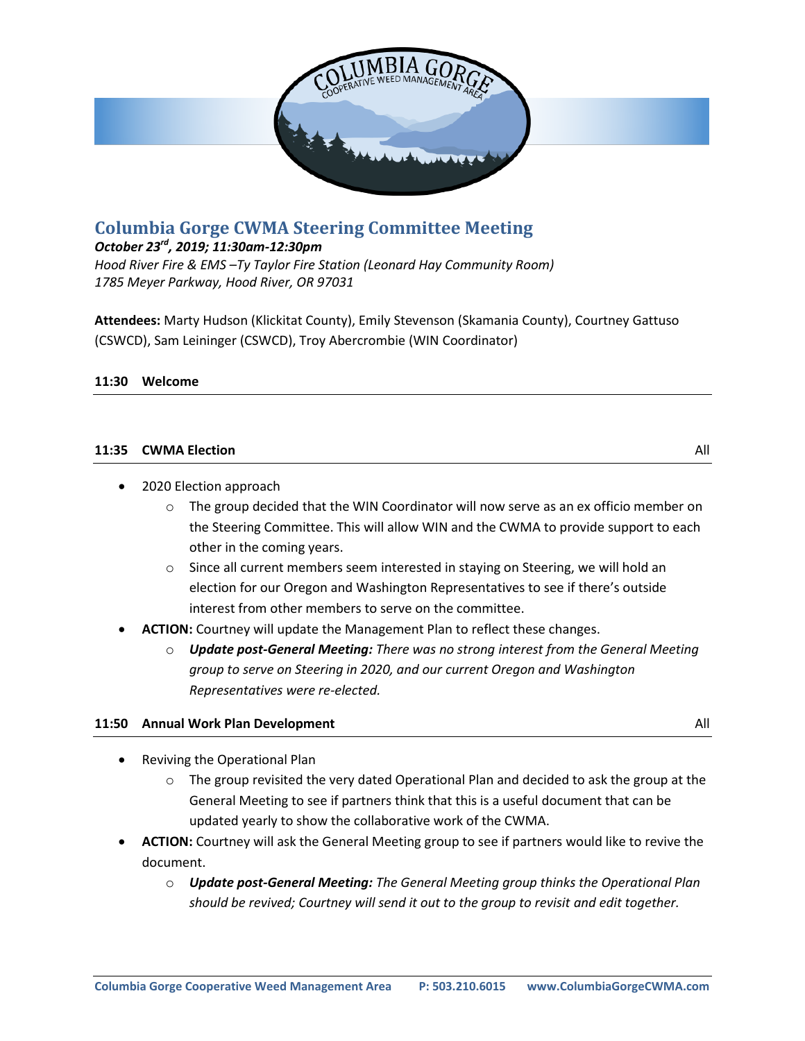# Columbia Gorge CWMA Steering Committee Meeting

***October 23rd, 2019; 11:30am-12:30pm***

*Hood River Fire & EMS –Ty Taylor Fire Station (Leonard Hay Community Room)*
*1785 Meyer Parkway, Hood River, OR 97031*

**Attendees:** Marty Hudson (Klickitat County), Emily Stevenson (Skamania County), Courtney Gattuso (CSWCD), Sam Leininger (CSWCD), Troy Abercrombie (WIN Coordinator)

**11:30 Welcome**

---

**11:35 CWMA Election** All

---

- 2020 Election approach
  - The group decided that the WIN Coordinator will now serve as an ex officio member on the Steering Committee. This will allow WIN and the CWMA to provide support to each other in the coming years.
  - Since all current members seem interested in staying on Steering, we will hold an election for our Oregon and Washington Representatives to see if there's outside interest from other members to serve on the committee.
- **ACTION:** Courtney will update the Management Plan to reflect these changes.
  - ***Update post-General Meeting:*** *There was no strong interest from the General Meeting group to serve on Steering in 2020, and our current Oregon and Washington Representatives were re-elected.*

**11:50 Annual Work Plan Development** All

---

- Reviving the Operational Plan
  - The group revisited the very dated Operational Plan and decided to ask the group at the General Meeting to see if partners think that this is a useful document that can be updated yearly to show the collaborative work of the CWMA.
- **ACTION:** Courtney will ask the General Meeting group to see if partners would like to revive the document.
  - ***Update post-General Meeting:*** *The General Meeting group thinks the Operational Plan should be revived; Courtney will send it out to the group to revisit and edit together.*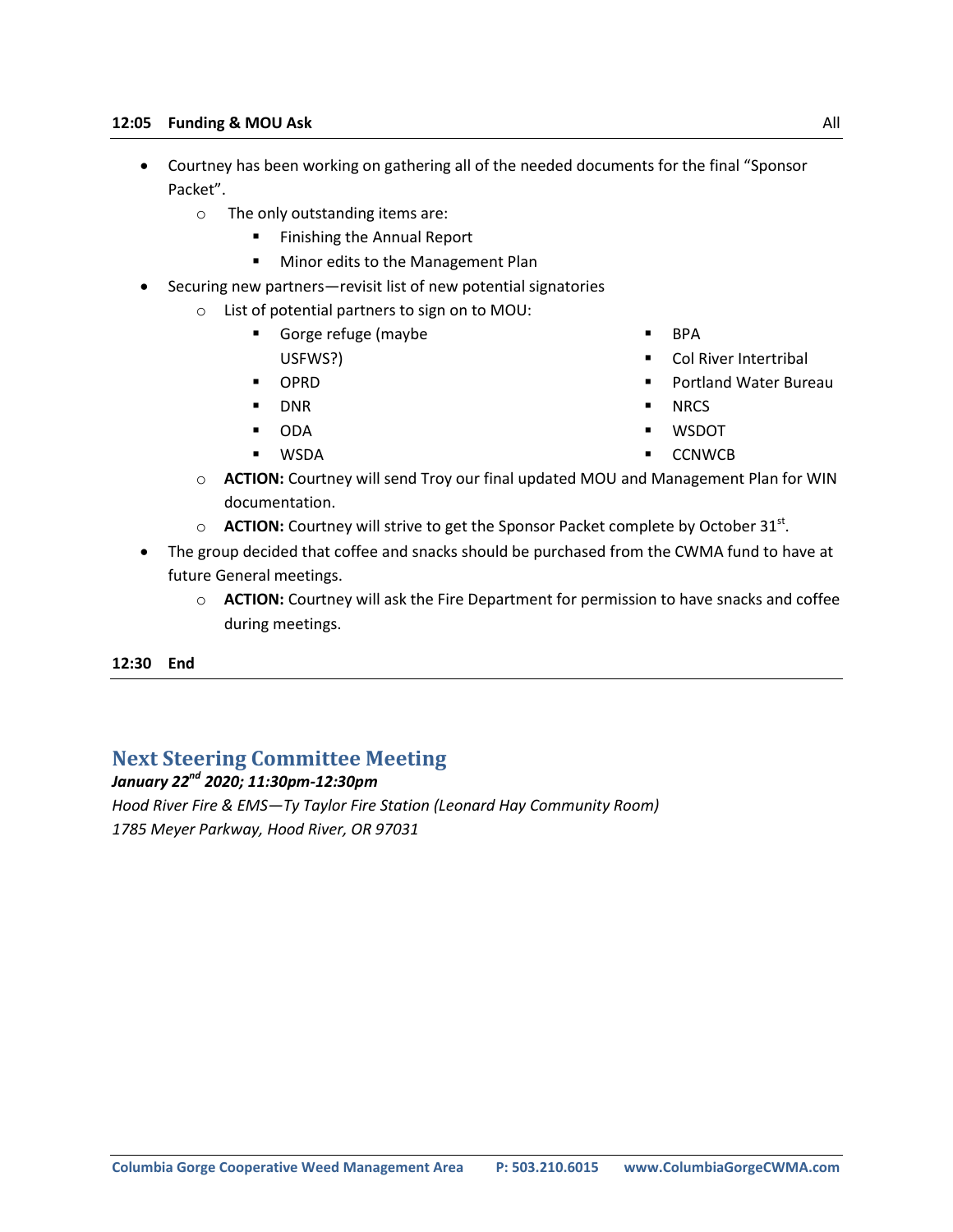**12:05 Funding & MOU Ask** All

- Courtney has been working on gathering all of the needed documents for the final "Sponsor Packet".
  - The only outstanding items are:
    - Finishing the Annual Report
    - Minor edits to the Management Plan
- Securing new partners—revisit list of new potential signatories
  - List of potential partners to sign on to MOU:
    - Gorge refuge (maybe USFWS?)
    - OPRD
    - DNR
    - ODA
    - WSDA
    - BPA
    - Col River Intertribal
    - Portland Water Bureau
    - NRCS
    - WSDOT
    - CCNWCB
  - **ACTION:** Courtney will send Troy our final updated MOU and Management Plan for WIN documentation.
  - **ACTION:** Courtney will strive to get the Sponsor Packet complete by October 31st.
- The group decided that coffee and snacks should be purchased from the CWMA fund to have at future General meetings.
  - **ACTION:** Courtney will ask the Fire Department for permission to have snacks and coffee during meetings.

**12:30 End**

## Next Steering Committee Meeting

***January 22nd 2020; 11:30pm-12:30pm***

*Hood River Fire & EMS—Ty Taylor Fire Station (Leonard Hay Community Room)*
*1785 Meyer Parkway, Hood River, OR 97031*